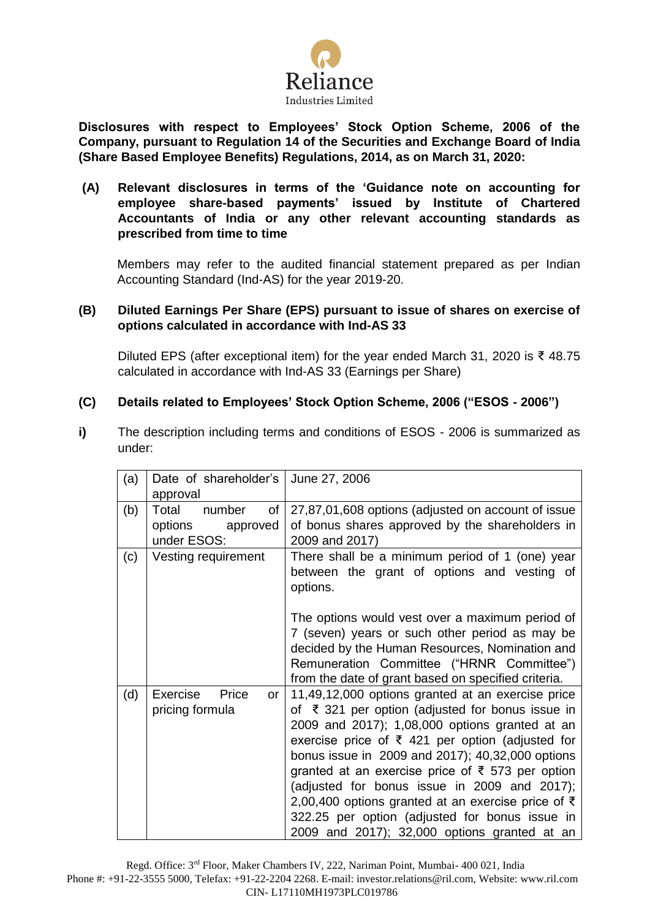**Disclosures with respect to Employees' Stock Option Scheme, 2006 of the Company, pursuant to Regulation 14 of the Securities and Exchange Board of India (Share Based Employee Benefits) Regulations, 2014, as on March 31, 2020:**

**(A) Relevant disclosures in terms of the 'Guidance note on accounting for employee share-based payments' issued by Institute of Chartered Accountants of India or any other relevant accounting standards as prescribed from time to time**

Members may refer to the audited financial statement prepared as per Indian Accounting Standard (Ind-AS) for the year 2019-20.

**(B) Diluted Earnings Per Share (EPS) pursuant to issue of shares on exercise of options calculated in accordance with Ind-AS 33**

Diluted EPS (after exceptional item) for the year ended March 31, 2020 is ₹ 48.75 calculated in accordance with Ind-AS 33 (Earnings per Share)

**(C) Details related to Employees' Stock Option Scheme, 2006 ("ESOS - 2006")**

**i)** The description including terms and conditions of ESOS - 2006 is summarized as under:

| (a) | Date of shareholder's approval | June 27, 2006 |
|---|---|---|
| (b) | Total number of options approved under ESOS: | 27,87,01,608 options (adjusted on account of issue of bonus shares approved by the shareholders in 2009 and 2017) |
| (c) | Vesting requirement | There shall be a minimum period of 1 (one) year between the grant of options and vesting of options.<br><br>The options would vest over a maximum period of 7 (seven) years or such other period as may be decided by the Human Resources, Nomination and Remuneration Committee ("HRNR Committee") from the date of grant based on specified criteria. |
| (d) | Exercise Price or pricing formula | 11,49,12,000 options granted at an exercise price of ₹ 321 per option (adjusted for bonus issue in 2009 and 2017); 1,08,000 options granted at an exercise price of ₹ 421 per option (adjusted for bonus issue in 2009 and 2017); 40,32,000 options granted at an exercise price of ₹ 573 per option (adjusted for bonus issue in 2009 and 2017); 2,00,400 options granted at an exercise price of ₹ 322.25 per option (adjusted for bonus issue in 2009 and 2017); 32,000 options granted at an |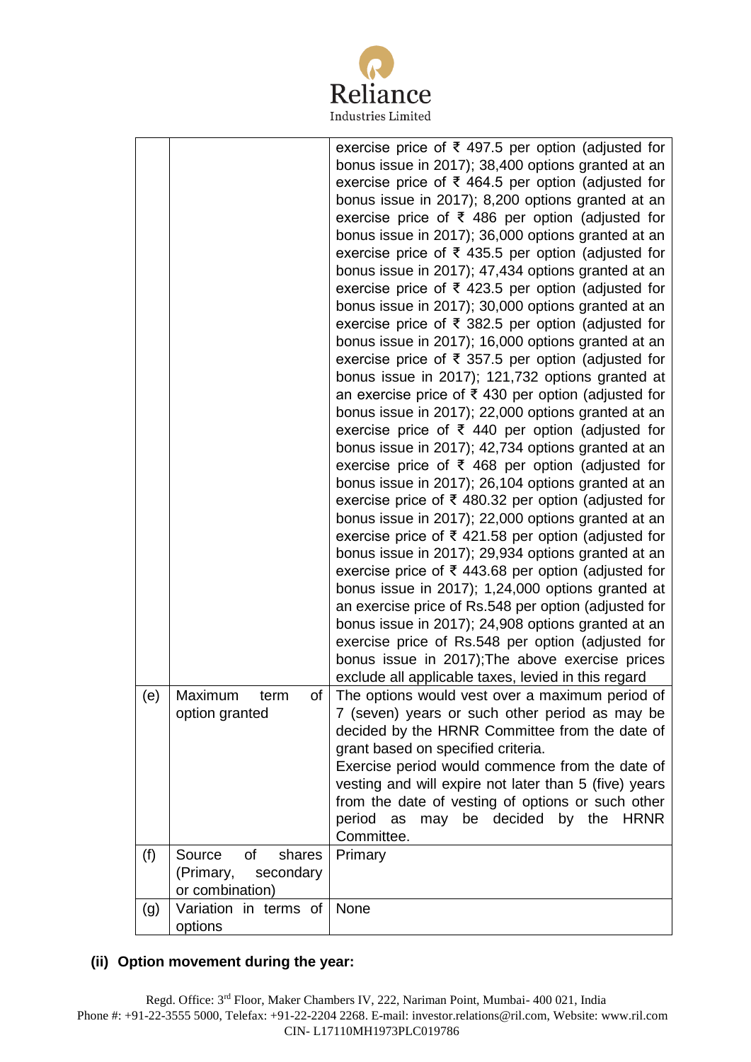| | | |
|---|---|---|
| | | exercise price of ₹ 497.5 per option (adjusted for bonus issue in 2017); 38,400 options granted at an exercise price of ₹ 464.5 per option (adjusted for bonus issue in 2017); 8,200 options granted at an exercise price of ₹ 486 per option (adjusted for bonus issue in 2017); 36,000 options granted at an exercise price of ₹ 435.5 per option (adjusted for bonus issue in 2017); 47,434 options granted at an exercise price of ₹ 423.5 per option (adjusted for bonus issue in 2017); 30,000 options granted at an exercise price of ₹ 382.5 per option (adjusted for bonus issue in 2017); 16,000 options granted at an exercise price of ₹ 357.5 per option (adjusted for bonus issue in 2017); 121,732 options granted at an exercise price of ₹ 430 per option (adjusted for bonus issue in 2017); 22,000 options granted at an exercise price of ₹ 440 per option (adjusted for bonus issue in 2017); 42,734 options granted at an exercise price of ₹ 468 per option (adjusted for bonus issue in 2017); 26,104 options granted at an exercise price of ₹ 480.32 per option (adjusted for bonus issue in 2017); 22,000 options granted at an exercise price of ₹ 421.58 per option (adjusted for bonus issue in 2017); 29,934 options granted at an exercise price of ₹ 443.68 per option (adjusted for bonus issue in 2017); 1,24,000 options granted at an exercise price of Rs.548 per option (adjusted for bonus issue in 2017); 24,908 options granted at an exercise price of Rs.548 per option (adjusted for bonus issue in 2017);The above exercise prices exclude all applicable taxes, levied in this regard |
| (e) | Maximum term of option granted | The options would vest over a maximum period of 7 (seven) years or such other period as may be decided by the HRNR Committee from the date of grant based on specified criteria.<br>Exercise period would commence from the date of vesting and will expire not later than 5 (five) years from the date of vesting of options or such other period as may be decided by the HRNR Committee. |
| (f) | Source of shares (Primary, secondary or combination) | Primary |
| (g) | Variation in terms of options | None |

**(ii) Option movement during the year:**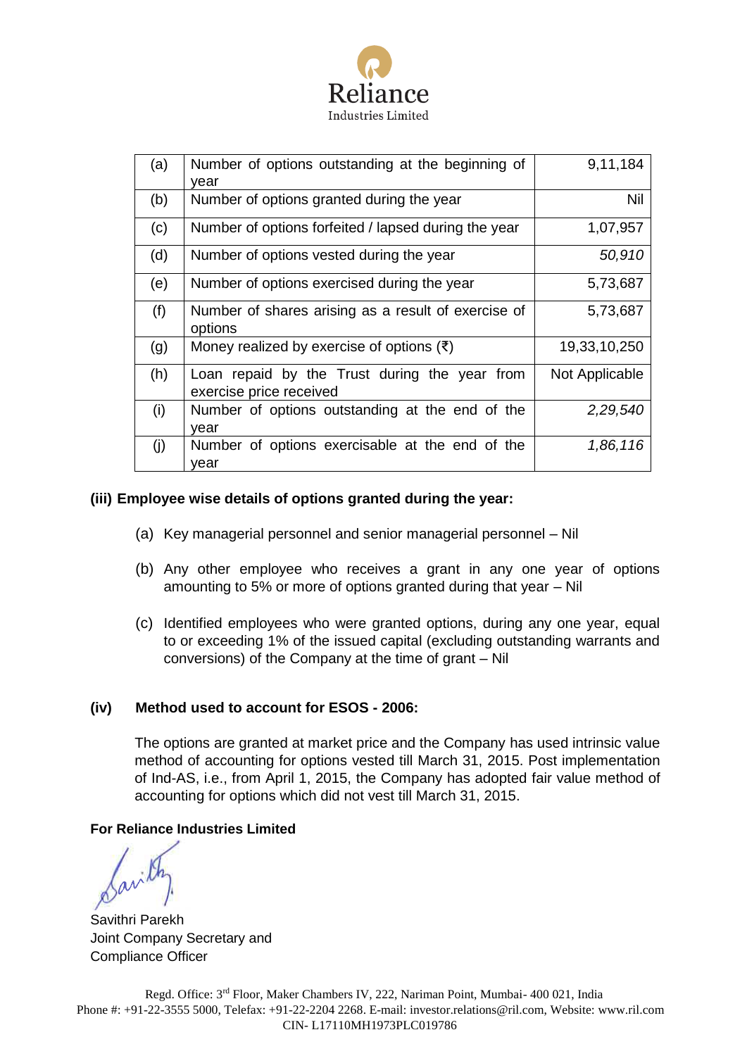| | | |
|---|---|---|
| (a) | Number of options outstanding at the beginning of year | 9,11,184 |
| (b) | Number of options granted during the year | Nil |
| (c) | Number of options forfeited / lapsed during the year | 1,07,957 |
| (d) | Number of options vested during the year | *50,910* |
| (e) | Number of options exercised during the year | 5,73,687 |
| (f) | Number of shares arising as a result of exercise of options | 5,73,687 |
| (g) | Money realized by exercise of options (₹) | 19,33,10,250 |
| (h) | Loan repaid by the Trust during the year from exercise price received | Not Applicable |
| (i) | Number of options outstanding at the end of the year | *2,29,540* |
| (j) | Number of options exercisable at the end of the year | *1,86,116* |

**(iii) Employee wise details of options granted during the year:**

(a) Key managerial personnel and senior managerial personnel – Nil

(b) Any other employee who receives a grant in any one year of options amounting to 5% or more of options granted during that year – Nil

(c) Identified employees who were granted options, during any one year, equal to or exceeding 1% of the issued capital (excluding outstanding warrants and conversions) of the Company at the time of grant – Nil

**(iv) Method used to account for ESOS - 2006:**

The options are granted at market price and the Company has used intrinsic value method of accounting for options vested till March 31, 2015. Post implementation of Ind-AS, i.e., from April 1, 2015, the Company has adopted fair value method of accounting for options which did not vest till March 31, 2015.

**For Reliance Industries Limited**

Savithri Parekh
Joint Company Secretary and
Compliance Officer

Regd. Office: 3rd Floor, Maker Chambers IV, 222, Nariman Point, Mumbai- 400 021, India
Phone #: +91-22-3555 5000, Telefax: +91-22-2204 2268. E-mail: investor.relations@ril.com, Website: www.ril.com
CIN- L17110MH1973PLC019786